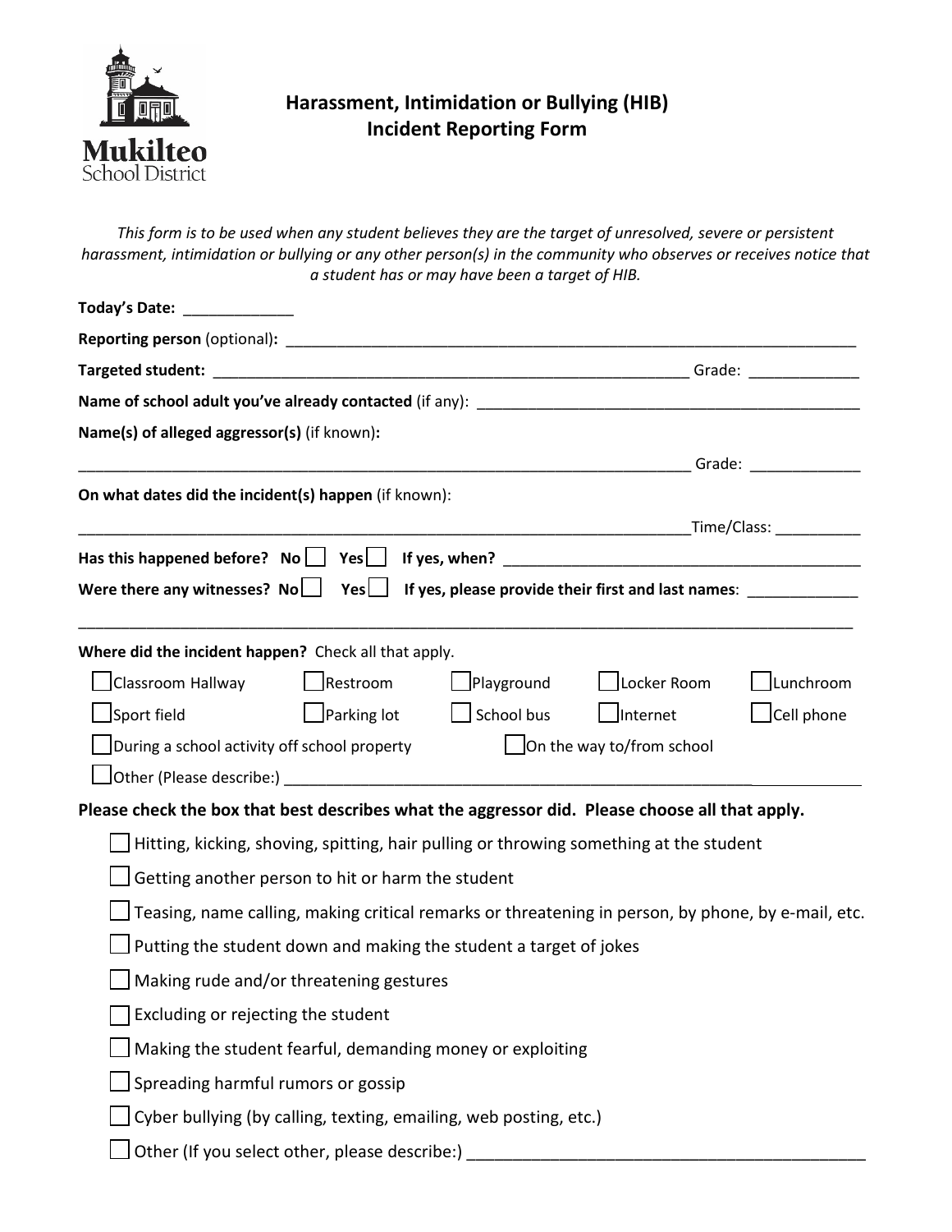Mukilteo School District

# Harassment, Intimidation or Bullying (HIB) Incident Reporting Form

*This form is to be used when any student believes they are the target of unresolved, severe or persistent harassment, intimidation or bullying or any other person(s) in the community who observes or receives notice that a student has or may have been a target of HIB.*

**Today's Date:** _____________

**Reporting person** (optional)**:** ______________________________________________________________________

**Targeted student:** ___________________________________________________________ Grade: _____________

**Name of school adult you've already contacted** (if any): _______________________________________________

**Name(s) of alleged aggressor(s)** (if known)**:**

____________________________________________________________________________ Grade: _____________

**On what dates did the incident(s) happen** (if known):

____________________________________________________________________________Time/Class: __________

**Has this happened before?** No ☐ Yes ☐ **If yes, when?** __________________________________________

**Were there any witnesses?** No ☐ Yes ☐ **If yes, please provide their first and last names**: _____________

_____________________________________________________________________________________________

**Where did the incident happen?** Check all that apply.

☐ Classroom Hallway ☐ Restroom ☐ Playground ☐ Locker Room ☐ Lunchroom

☐ Sport field ☐ Parking lot ☐ School bus ☐ Internet ☐ Cell phone

☐ During a school activity off school property ☐ On the way to/from school

☐ Other (Please describe:) ____________________________________________________________________

**Please check the box that best describes what the aggressor did. Please choose all that apply.**

- ☐ Hitting, kicking, shoving, spitting, hair pulling or throwing something at the student
- ☐ Getting another person to hit or harm the student
- ☐ Teasing, name calling, making critical remarks or threatening in person, by phone, by e-mail, etc.
- ☐ Putting the student down and making the student a target of jokes
- ☐ Making rude and/or threatening gestures
- ☐ Excluding or rejecting the student
- ☐ Making the student fearful, demanding money or exploiting
- ☐ Spreading harmful rumors or gossip
- ☐ Cyber bullying (by calling, texting, emailing, web posting, etc.)
- ☐ Other (If you select other, please describe:) ___________________________________________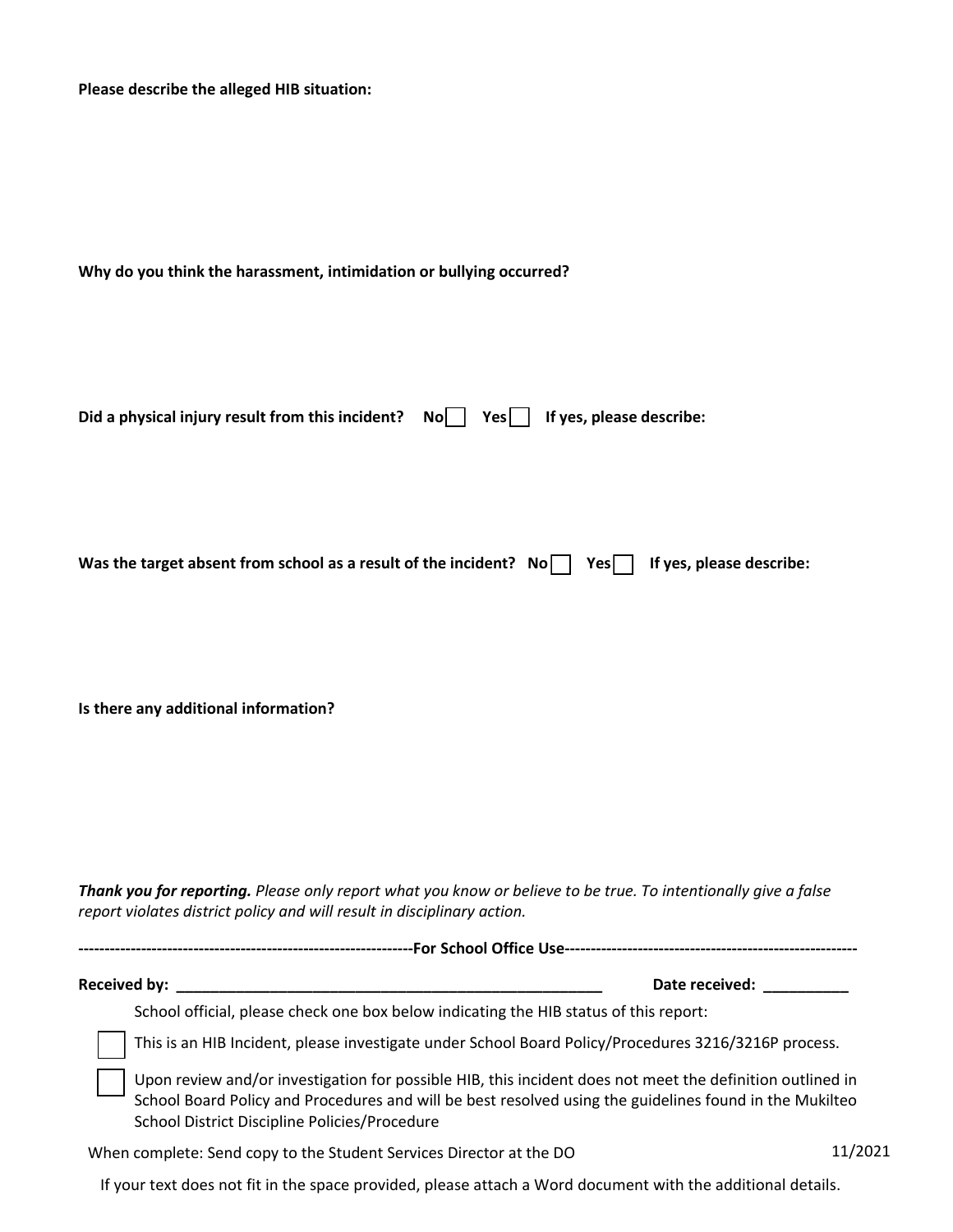**Please describe the alleged HIB situation:**

**Why do you think the harassment, intimidation or bullying occurred?**

**Did a physical injury result from this incident?** **No** ☐ **Yes** ☐ **If yes, please describe:**

**Was the target absent from school as a result of the incident?** **No** ☐ **Yes** ☐ **If yes, please describe:**

**Is there any additional information?**

***Thank you for reporting.*** *Please only report what you know or believe to be true. To intentionally give a false report violates district policy and will result in disciplinary action.*

**----------------------------------------------------------------For School Office Use--------------------------------------------------------**

**Received by: ______________________________________________________** **Date received: __________**

School official, please check one box below indicating the HIB status of this report:

☐ This is an HIB Incident, please investigate under School Board Policy/Procedures 3216/3216P process.

☐ Upon review and/or investigation for possible HIB, this incident does not meet the definition outlined in School Board Policy and Procedures and will be best resolved using the guidelines found in the Mukilteo School District Discipline Policies/Procedure

When complete: Send copy to the Student Services Director at the DO 11/2021

If your text does not fit in the space provided, please attach a Word document with the additional details.